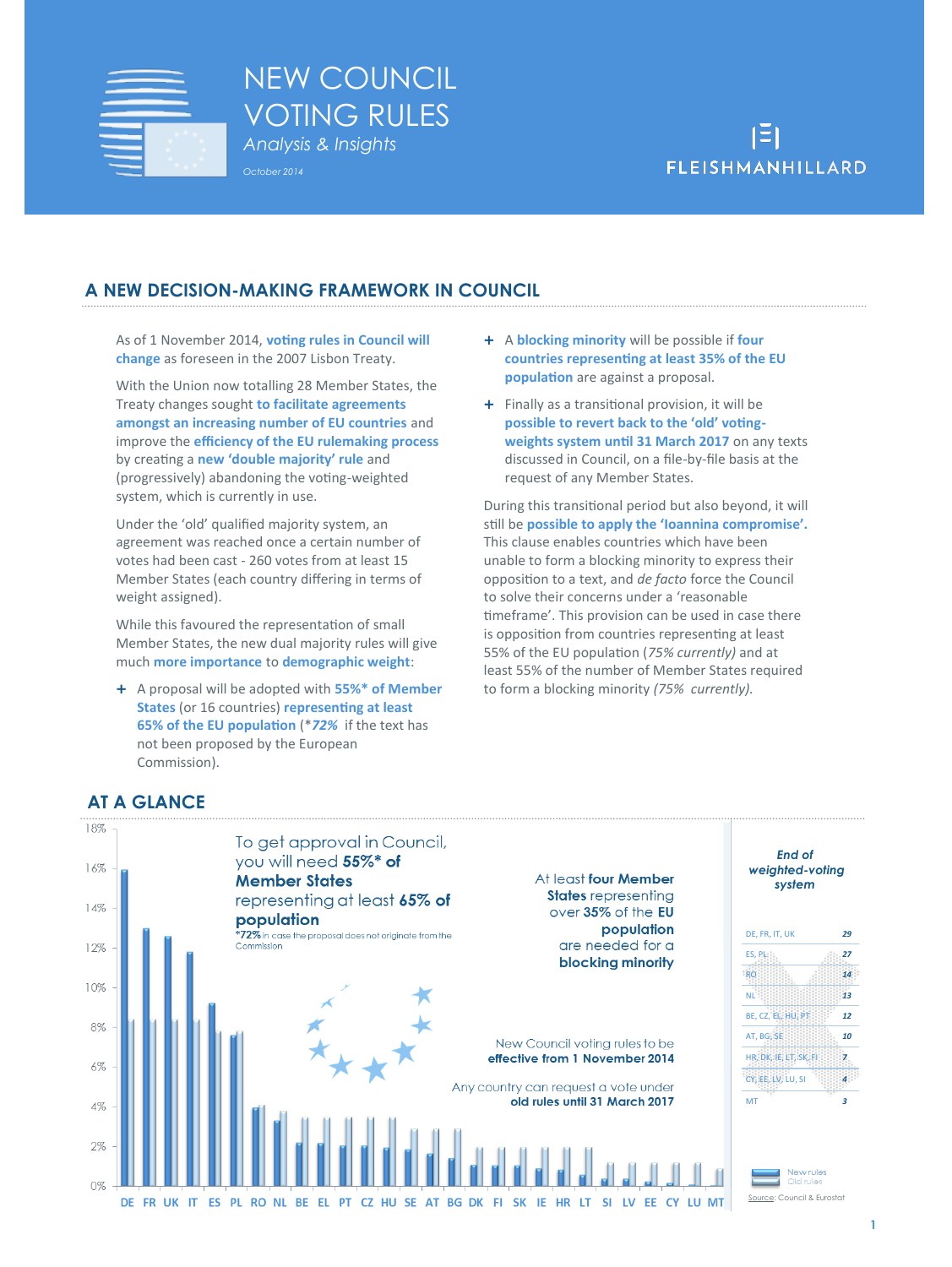# NEW COUNCIL VOTING RULES

*Analysis & Insights*

*October 2014*

FLEISHMANHILLARD

## A NEW DECISION-MAKING FRAMEWORK IN COUNCIL

As of 1 November 2014, **voting rules in Council will change** as foreseen in the 2007 Lisbon Treaty.

With the Union now totalling 28 Member States, the Treaty changes sought **to facilitate agreements amongst an increasing number of EU countries** and improve the **efficiency of the EU rulemaking process** by creating a **new 'double majority' rule** and (progressively) abandoning the voting-weighted system, which is currently in use.

Under the 'old' qualified majority system, an agreement was reached once a certain number of votes had been cast - 260 votes from at least 15 Member States (each country differing in terms of weight assigned).

While this favoured the representation of small Member States, the new dual majority rules will give much **more importance** to **demographic weight**:

- A proposal will be adopted with **55%\* of Member States** (or 16 countries) **representing at least 65% of the EU population** (\****72%*** if the text has not been proposed by the European Commission).
- A **blocking minority** will be possible if **four countries representing at least 35% of the EU population** are against a proposal.
- Finally as a transitional provision, it will be **possible to revert back to the 'old' voting-weights system until 31 March 2017** on any texts discussed in Council, on a file-by-file basis at the request of any Member States.

During this transitional period but also beyond, it will still be **possible to apply the 'Ioannina compromise'.** This clause enables countries which have been unable to form a blocking minority to express their opposition to a text, and *de facto* force the Council to solve their concerns under a 'reasonable timeframe'. This provision can be used in case there is opposition from countries representing at least 55% of the EU population (*75% currently)* and at least 55% of the number of Member States required to form a blocking minority *(75% currently)*.

## AT A GLANCE

To get approval in Council, you will need **55%\* of Member States** representing at least **65% of population**

**\*72%** in case the proposal does not originate from the Commission

At least **four Member States** representing over **35%** of the **EU population** are needed for a **blocking minority**

New Council voting rules to be **effective from 1 November 2014**

Any country can request a vote under **old rules until 31 March 2017**

*End of weighted-voting system*

| Countries | Votes |
|---|---|
| DE, FR, IT, UK | 29 |
| ES, PL | 27 |
| RO | 14 |
| NL | 13 |
| BE, CZ, EL, HU, PT | 12 |
| AT, BG, SE | 10 |
| HR, DK, IE, LT, SK, FI | 7 |
| CY, EE, LV, LU, SI | 4 |
| MT | 3 |

Chart: New rules vs Old rules by country (0%–18%): DE FR UK IT ES PL RO NL BE EL PT CZ HU SE AT BG DK FI SK IE HR LT SI LV EE CY LU MT

Source: Council & Eurostat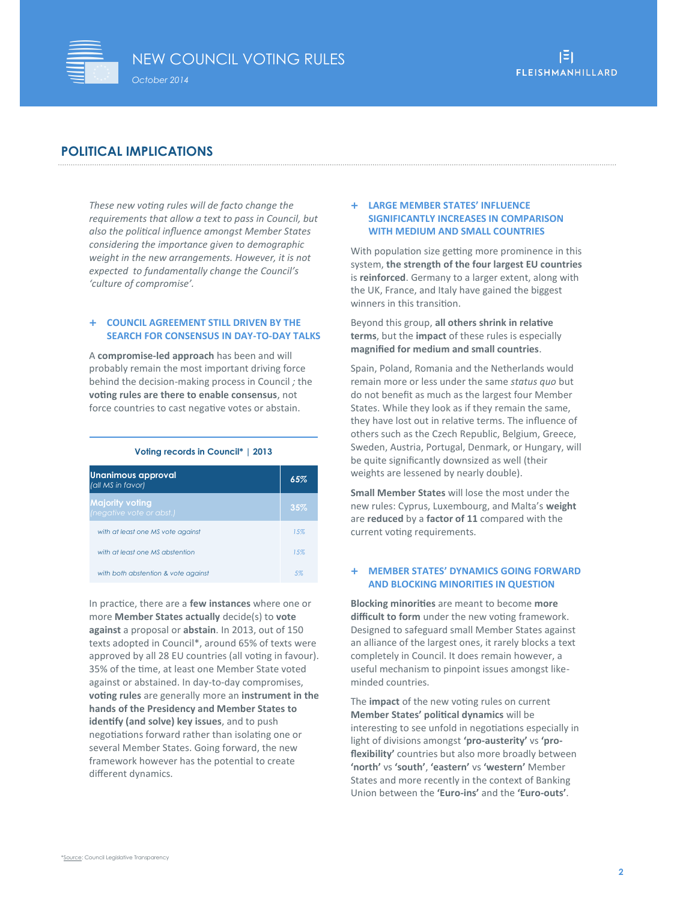## POLITICAL IMPLICATIONS

*These new voting rules will de facto change the requirements that allow a text to pass in Council, but also the political influence amongst Member States considering the importance given to demographic weight in the new arrangements. However, it is not expected to fundamentally change the Council's 'culture of compromise'.*

### + COUNCIL AGREEMENT STILL DRIVEN BY THE SEARCH FOR CONSENSUS IN DAY-TO-DAY TALKS

A **compromise-led approach** has been and will probably remain the most important driving force behind the decision-making process in Council ; the **voting rules are there to enable consensus**, not force countries to cast negative votes or abstain.

**Voting records in Council* | 2013**

| Voting type | Share |
|---|---|
| **Unanimous approval** *(all MS in favor)* | 65% |
| **Majority voting** *(negative vote or abst.)* | 35% |
| *with at least one MS vote against* | 15% |
| *with at least one MS abstention* | 15% |
| *with both abstention & vote against* | 5% |

In practice, there are a **few instances** where one or more **Member States actually** decide(s) to **vote against** a proposal or **abstain**. In 2013, out of 150 texts adopted in Council*, around 65% of texts were approved by all 28 EU countries (all voting in favour). 35% of the time, at least one Member State voted against or abstained. In day-to-day compromises, **voting rules** are generally more an **instrument in the hands of the Presidency and Member States to identify (and solve) key issues**, and to push negotiations forward rather than isolating one or several Member States. Going forward, the new framework however has the potential to create different dynamics.

### + LARGE MEMBER STATES' INFLUENCE SIGNIFICANTLY INCREASES IN COMPARISON WITH MEDIUM AND SMALL COUNTRIES

With population size getting more prominence in this system, **the strength of the four largest EU countries** is **reinforced**. Germany to a larger extent, along with the UK, France, and Italy have gained the biggest winners in this transition.

Beyond this group, **all others shrink in relative terms**, but the **impact** of these rules is especially **magnified for medium and small countries**.

Spain, Poland, Romania and the Netherlands would remain more or less under the same *status quo* but do not benefit as much as the largest four Member States. While they look as if they remain the same, they have lost out in relative terms. The influence of others such as the Czech Republic, Belgium, Greece, Sweden, Austria, Portugal, Denmark, or Hungary, will be quite significantly downsized as well (their weights are lessened by nearly double).

**Small Member States** will lose the most under the new rules: Cyprus, Luxembourg, and Malta's **weight** are **reduced** by a **factor of 11** compared with the current voting requirements.

### + MEMBER STATES' DYNAMICS GOING FORWARD AND BLOCKING MINORITIES IN QUESTION

**Blocking minorities** are meant to become **more difficult to form** under the new voting framework. Designed to safeguard small Member States against an alliance of the largest ones, it rarely blocks a text completely in Council. It does remain however, a useful mechanism to pinpoint issues amongst like-minded countries.

The **impact** of the new voting rules on current **Member States' political dynamics** will be interesting to see unfold in negotiations especially in light of divisions amongst **'pro-austerity'** vs **'pro-flexibility'** countries but also more broadly between **'north'** vs **'south'**, **'eastern'** vs **'western'** Member States and more recently in the context of Banking Union between the **'Euro-ins'** and the **'Euro-outs'**.

*Source: Council Legislative Transparency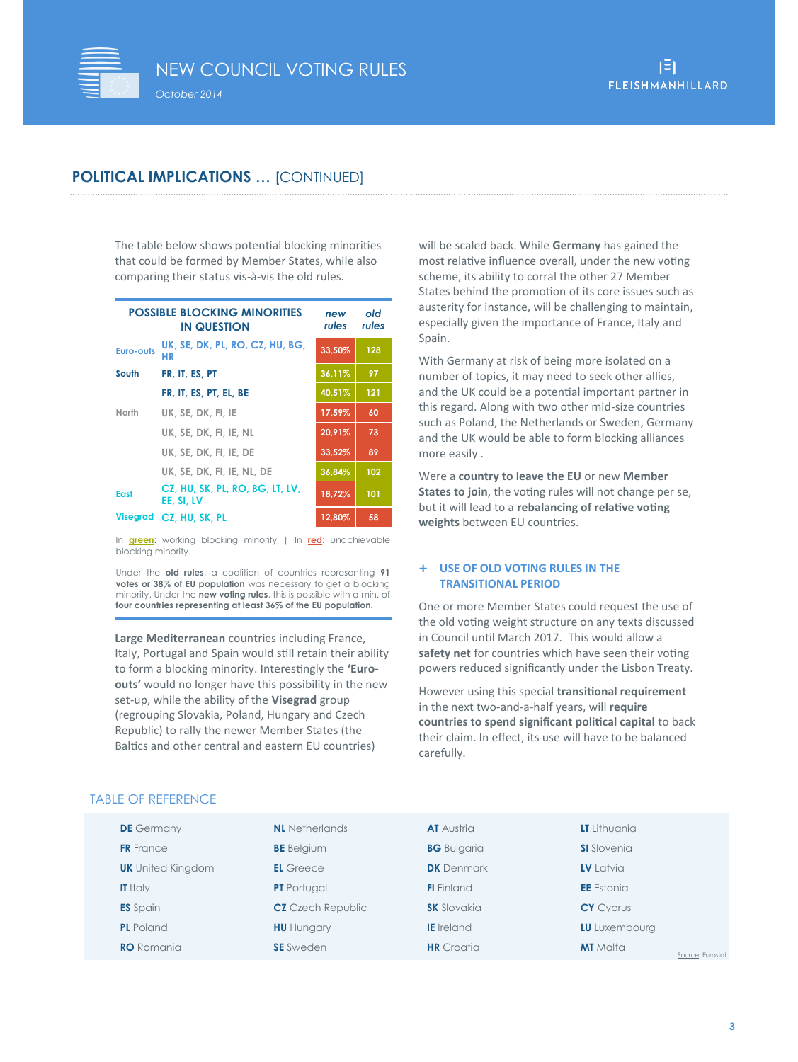## POLITICAL IMPLICATIONS … [CONTINUED]

The table below shows potential blocking minorities that could be formed by Member States, while also comparing their status vis-à-vis the old rules.

| | POSSIBLE BLOCKING MINORITIES IN QUESTION | *new rules* | *old rules* |
|---|---|---|---|
| Euro-outs | UK, SE, DK, PL, RO, CZ, HU, BG, HR | 33,50% | 128 |
| South | FR, IT, ES, PT | 36,11% | 97 |
| | FR, IT, ES, PT, EL, BE | 40,51% | 121 |
| North | UK, SE, DK, FI, IE | 17,59% | 60 |
| | UK, SE, DK, FI, IE, NL | 20,91% | 73 |
| | UK, SE, DK, FI, IE, DE | 33,52% | 89 |
| | UK, SE, DK, FI, IE, NL, DE | 36,84% | 102 |
| East | CZ, HU, SK, PL, RO, BG, LT, LV, EE, SI, LV | 18,72% | 101 |
| Visegrad | CZ, HU, SK, PL | 12,80% | 58 |

In green: working blocking minority | In red: unachievable blocking minority.

Under the **old rules**, a coalition of countries representing **91 votes or 38% of EU population** was necessary to get a blocking minority. Under the **new voting rules**, this is possible with a min. of **four countries representing at least 36% of the EU population**.

**Large Mediterranean** countries including France, Italy, Portugal and Spain would still retain their ability to form a blocking minority. Interestingly the **'Euro-outs'** would no longer have this possibility in the new set-up, while the ability of the **Visegrad** group (regrouping Slovakia, Poland, Hungary and Czech Republic) to rally the newer Member States (the Baltics and other central and eastern EU countries) will be scaled back. While **Germany** has gained the most relative influence overall, under the new voting scheme, its ability to corral the other 27 Member States behind the promotion of its core issues such as austerity for instance, will be challenging to maintain, especially given the importance of France, Italy and Spain.

With Germany at risk of being more isolated on a number of topics, it may need to seek other allies, and the UK could be a potential important partner in this regard. Along with two other mid-size countries such as Poland, the Netherlands or Sweden, Germany and the UK would be able to form blocking alliances more easily .

Were a **country to leave the EU** or new **Member States to join**, the voting rules will not change per se, but it will lead to a **rebalancing of relative voting weights** between EU countries.

### + USE OF OLD VOTING RULES IN THE TRANSITIONAL PERIOD

One or more Member States could request the use of the old voting weight structure on any texts discussed in Council until March 2017. This would allow a **safety net** for countries which have seen their voting powers reduced significantly under the Lisbon Treaty.

However using this special **transitional requirement** in the next two-and-a-half years, will **require countries to spend significant political capital** to back their claim. In effect, its use will have to be balanced carefully.

### TABLE OF REFERENCE

| | | | |
|---|---|---|---|
| **DE** Germany | **NL** Netherlands | **AT** Austria | **LT** Lithuania |
| **FR** France | **BE** Belgium | **BG** Bulgaria | **SI** Slovenia |
| **UK** United Kingdom | **EL** Greece | **DK** Denmark | **LV** Latvia |
| **IT** Italy | **PT** Portugal | **FI** Finland | **EE** Estonia |
| **ES** Spain | **CZ** Czech Republic | **SK** Slovakia | **CY** Cyprus |
| **PL** Poland | **HU** Hungary | **IE** Ireland | **LU** Luxembourg |
| **RO** Romania | **SE** Sweden | **HR** Croatia | **MT** Malta |

Source: Eurostat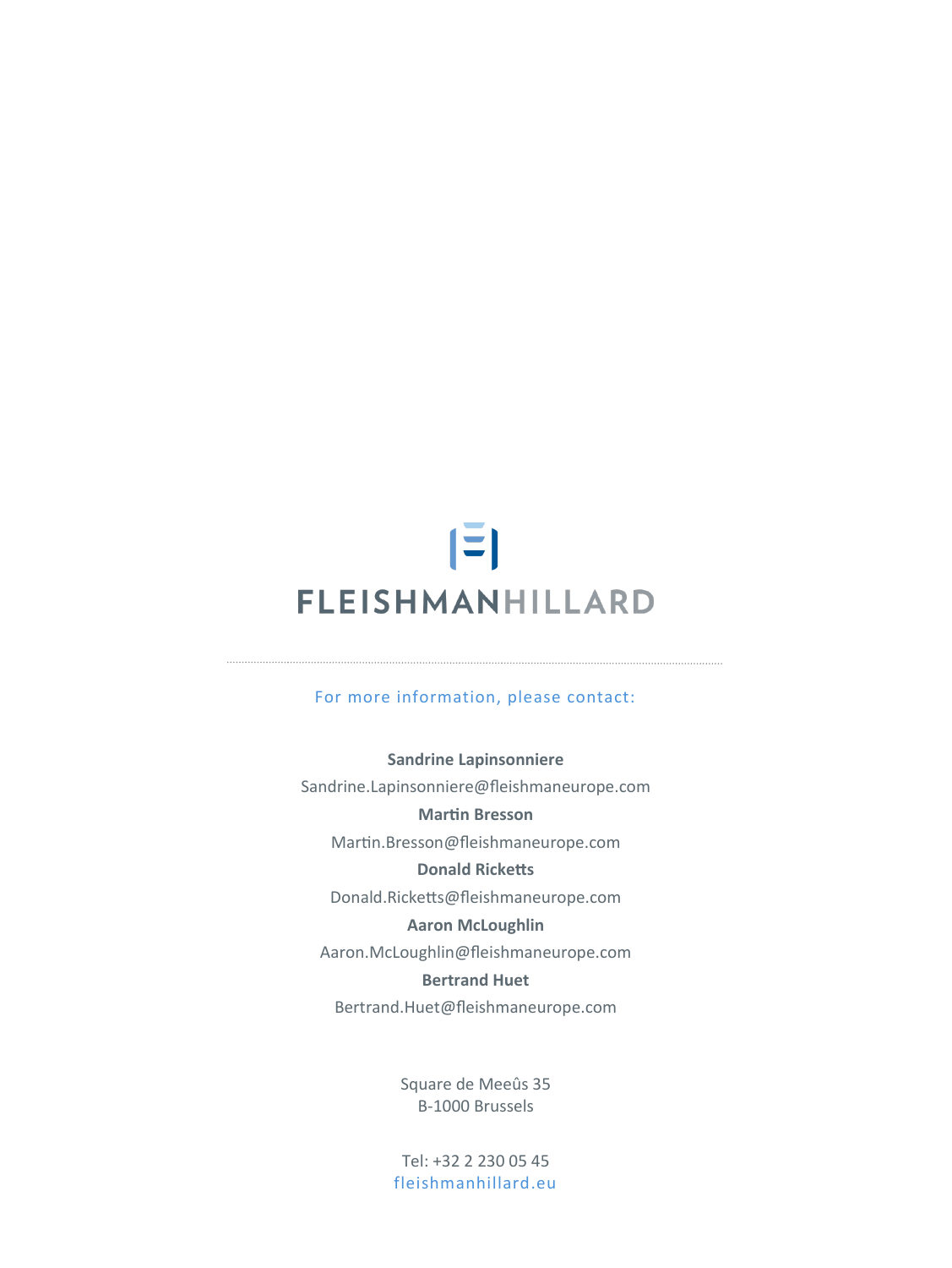FLEISHMANHILLARD

For more information, please contact:

**Sandrine Lapinsonniere**

Sandrine.Lapinsonniere@fleishmaneurope.com

**Martin Bresson**

Martin.Bresson@fleishmaneurope.com

**Donald Ricketts**

Donald.Ricketts@fleishmaneurope.com

**Aaron McLoughlin**

Aaron.McLoughlin@fleishmaneurope.com

**Bertrand Huet**

Bertrand.Huet@fleishmaneurope.com

Square de Meeûs 35
B-1000 Brussels

Tel: +32 2 230 05 45
fleishmanhillard.eu